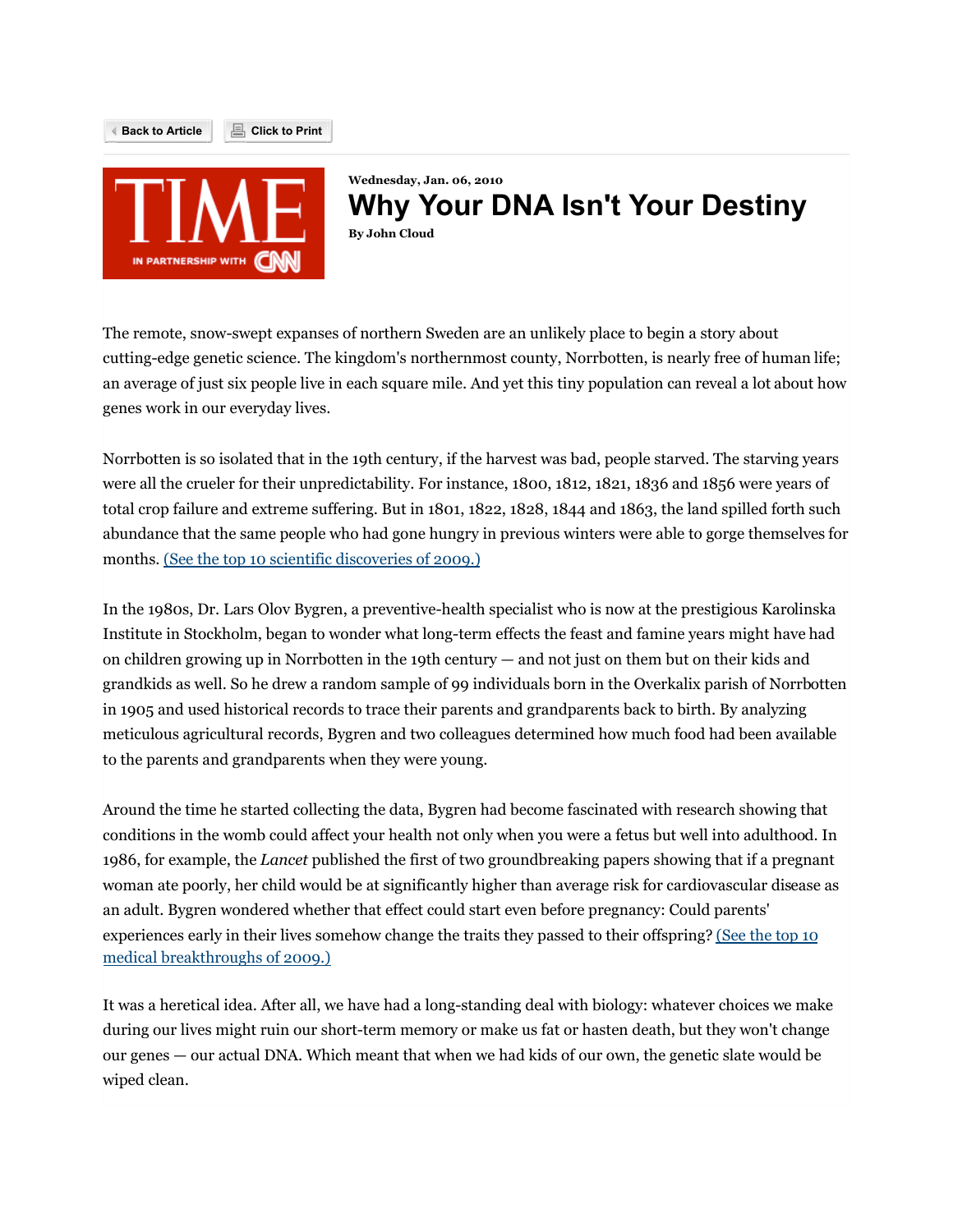Wednesday, Jan. 06, 2010

# Why Your DNA Isn't Your Destiny

**By John Cloud**

The remote, snow-swept expanses of northern Sweden are an unlikely place to begin a story about cutting-edge genetic science. The kingdom's northernmost county, Norrbotten, is nearly free of human life; an average of just six people live in each square mile. And yet this tiny population can reveal a lot about how genes work in our everyday lives.

Norrbotten is so isolated that in the 19th century, if the harvest was bad, people starved. The starving years were all the crueler for their unpredictability. For instance, 1800, 1812, 1821, 1836 and 1856 were years of total crop failure and extreme suffering. But in 1801, 1822, 1828, 1844 and 1863, the land spilled forth such abundance that the same people who had gone hungry in previous winters were able to gorge themselves for months. (See the top 10 scientific discoveries of 2009.)

In the 1980s, Dr. Lars Olov Bygren, a preventive-health specialist who is now at the prestigious Karolinska Institute in Stockholm, began to wonder what long-term effects the feast and famine years might have had on children growing up in Norrbotten in the 19th century — and not just on them but on their kids and grandkids as well. So he drew a random sample of 99 individuals born in the Overkalix parish of Norrbotten in 1905 and used historical records to trace their parents and grandparents back to birth. By analyzing meticulous agricultural records, Bygren and two colleagues determined how much food had been available to the parents and grandparents when they were young.

Around the time he started collecting the data, Bygren had become fascinated with research showing that conditions in the womb could affect your health not only when you were a fetus but well into adulthood. In 1986, for example, the *Lancet* published the first of two groundbreaking papers showing that if a pregnant woman ate poorly, her child would be at significantly higher than average risk for cardiovascular disease as an adult. Bygren wondered whether that effect could start even before pregnancy: Could parents' experiences early in their lives somehow change the traits they passed to their offspring? (See the top 10 medical breakthroughs of 2009.)

It was a heretical idea. After all, we have had a long-standing deal with biology: whatever choices we make during our lives might ruin our short-term memory or make us fat or hasten death, but they won't change our genes — our actual DNA. Which meant that when we had kids of our own, the genetic slate would be wiped clean.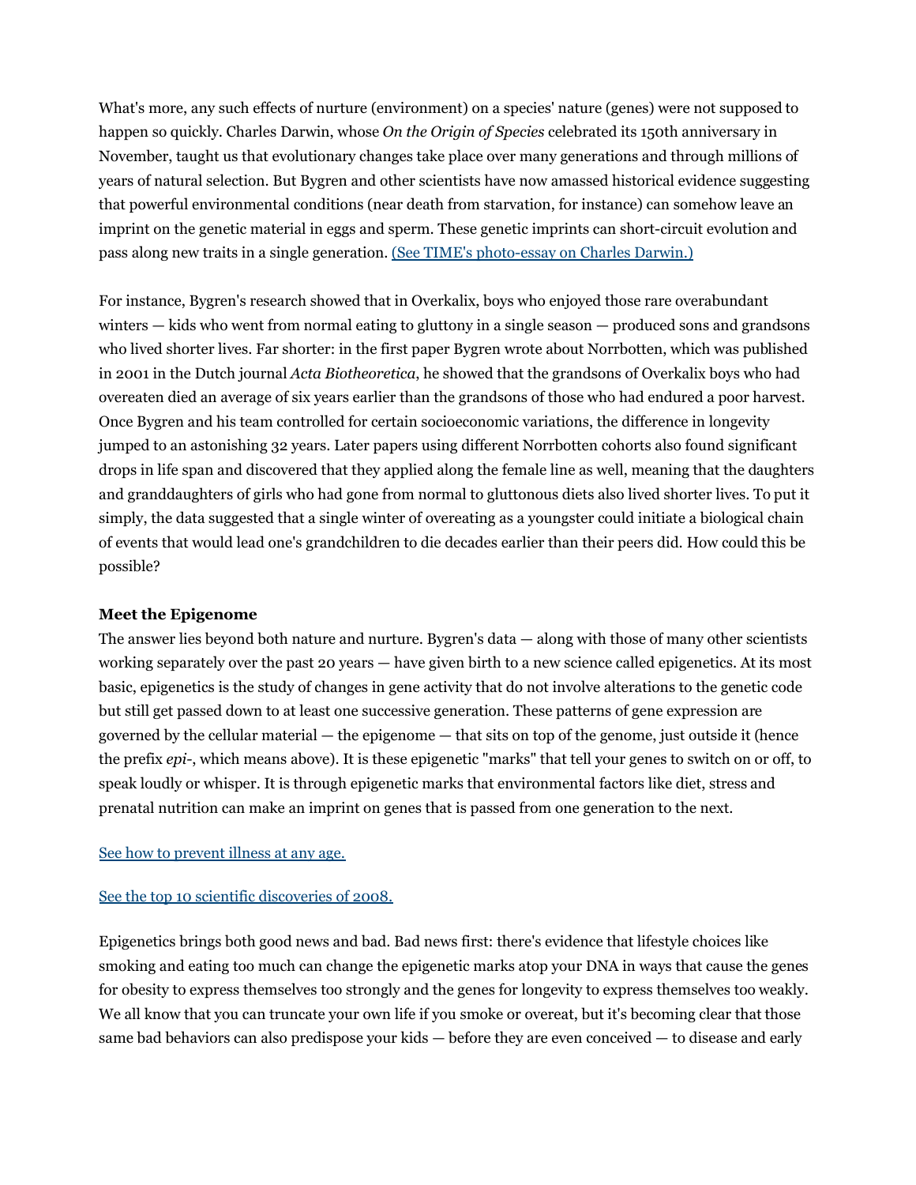What's more, any such effects of nurture (environment) on a species' nature (genes) were not supposed to happen so quickly. Charles Darwin, whose *On the Origin of Species* celebrated its 150th anniversary in November, taught us that evolutionary changes take place over many generations and through millions of years of natural selection. But Bygren and other scientists have now amassed historical evidence suggesting that powerful environmental conditions (near death from starvation, for instance) can somehow leave an imprint on the genetic material in eggs and sperm. These genetic imprints can short-circuit evolution and pass along new traits in a single generation. (See TIME's photo-essay on Charles Darwin.)

For instance, Bygren's research showed that in Overkalix, boys who enjoyed those rare overabundant winters — kids who went from normal eating to gluttony in a single season — produced sons and grandsons who lived shorter lives. Far shorter: in the first paper Bygren wrote about Norrbotten, which was published in 2001 in the Dutch journal *Acta Biotheoretica*, he showed that the grandsons of Overkalix boys who had overeaten died an average of six years earlier than the grandsons of those who had endured a poor harvest. Once Bygren and his team controlled for certain socioeconomic variations, the difference in longevity jumped to an astonishing 32 years. Later papers using different Norrbotten cohorts also found significant drops in life span and discovered that they applied along the female line as well, meaning that the daughters and granddaughters of girls who had gone from normal to gluttonous diets also lived shorter lives. To put it simply, the data suggested that a single winter of overeating as a youngster could initiate a biological chain of events that would lead one's grandchildren to die decades earlier than their peers did. How could this be possible?

**Meet the Epigenome**

The answer lies beyond both nature and nurture. Bygren's data — along with those of many other scientists working separately over the past 20 years — have given birth to a new science called epigenetics. At its most basic, epigenetics is the study of changes in gene activity that do not involve alterations to the genetic code but still get passed down to at least one successive generation. These patterns of gene expression are governed by the cellular material — the epigenome — that sits on top of the genome, just outside it (hence the prefix *epi-*, which means above). It is these epigenetic "marks" that tell your genes to switch on or off, to speak loudly or whisper. It is through epigenetic marks that environmental factors like diet, stress and prenatal nutrition can make an imprint on genes that is passed from one generation to the next.

See how to prevent illness at any age.

See the top 10 scientific discoveries of 2008.

Epigenetics brings both good news and bad. Bad news first: there's evidence that lifestyle choices like smoking and eating too much can change the epigenetic marks atop your DNA in ways that cause the genes for obesity to express themselves too strongly and the genes for longevity to express themselves too weakly. We all know that you can truncate your own life if you smoke or overeat, but it's becoming clear that those same bad behaviors can also predispose your kids — before they are even conceived — to disease and early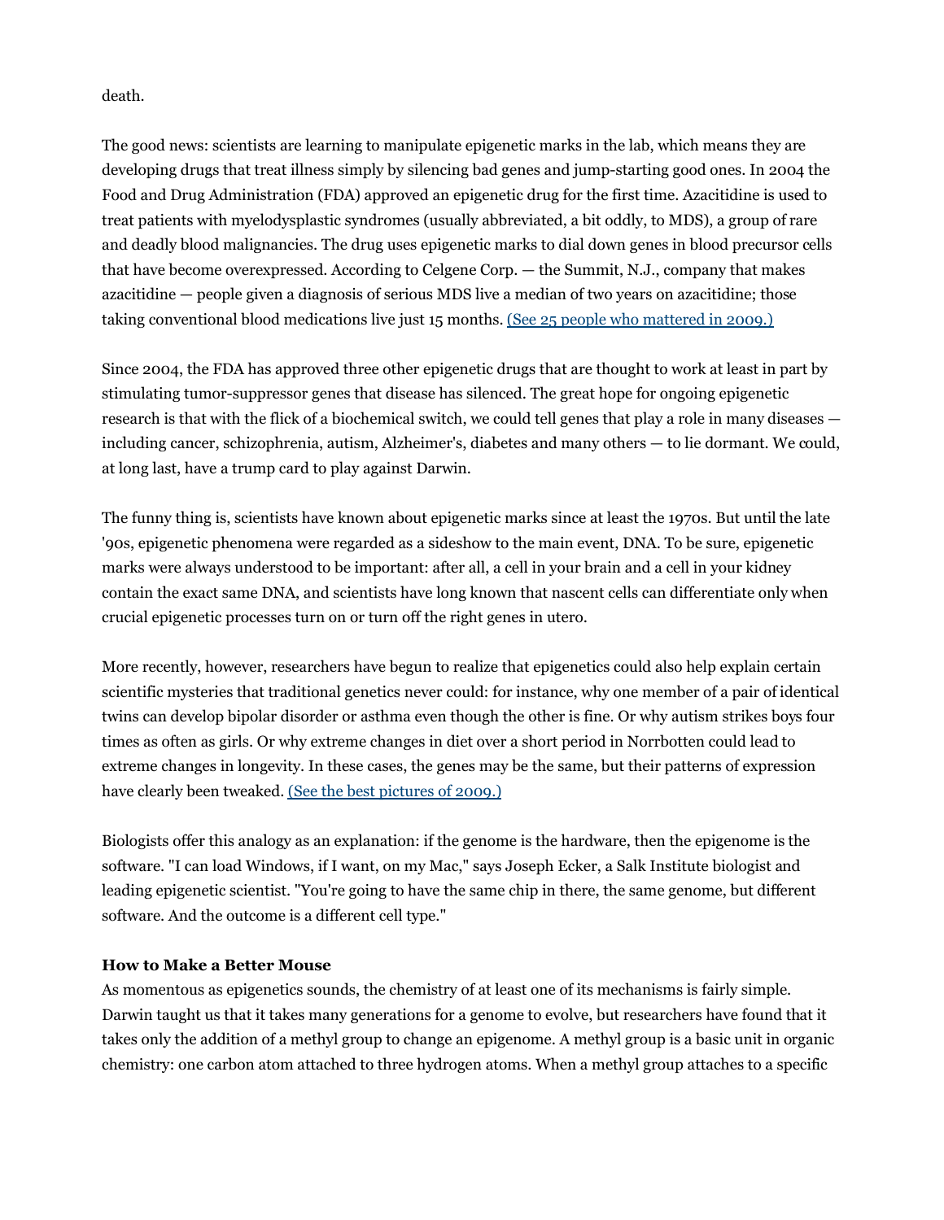death.

The good news: scientists are learning to manipulate epigenetic marks in the lab, which means they are developing drugs that treat illness simply by silencing bad genes and jump-starting good ones. In 2004 the Food and Drug Administration (FDA) approved an epigenetic drug for the first time. Azacitidine is used to treat patients with myelodysplastic syndromes (usually abbreviated, a bit oddly, to MDS), a group of rare and deadly blood malignancies. The drug uses epigenetic marks to dial down genes in blood precursor cells that have become overexpressed. According to Celgene Corp. — the Summit, N.J., company that makes azacitidine — people given a diagnosis of serious MDS live a median of two years on azacitidine; those taking conventional blood medications live just 15 months. (See 25 people who mattered in 2009.)

Since 2004, the FDA has approved three other epigenetic drugs that are thought to work at least in part by stimulating tumor-suppressor genes that disease has silenced. The great hope for ongoing epigenetic research is that with the flick of a biochemical switch, we could tell genes that play a role in many diseases — including cancer, schizophrenia, autism, Alzheimer's, diabetes and many others — to lie dormant. We could, at long last, have a trump card to play against Darwin.

The funny thing is, scientists have known about epigenetic marks since at least the 1970s. But until the late '90s, epigenetic phenomena were regarded as a sideshow to the main event, DNA. To be sure, epigenetic marks were always understood to be important: after all, a cell in your brain and a cell in your kidney contain the exact same DNA, and scientists have long known that nascent cells can differentiate only when crucial epigenetic processes turn on or turn off the right genes in utero.

More recently, however, researchers have begun to realize that epigenetics could also help explain certain scientific mysteries that traditional genetics never could: for instance, why one member of a pair of identical twins can develop bipolar disorder or asthma even though the other is fine. Or why autism strikes boys four times as often as girls. Or why extreme changes in diet over a short period in Norrbotten could lead to extreme changes in longevity. In these cases, the genes may be the same, but their patterns of expression have clearly been tweaked. (See the best pictures of 2009.)

Biologists offer this analogy as an explanation: if the genome is the hardware, then the epigenome is the software. "I can load Windows, if I want, on my Mac," says Joseph Ecker, a Salk Institute biologist and leading epigenetic scientist. "You're going to have the same chip in there, the same genome, but different software. And the outcome is a different cell type."

**How to Make a Better Mouse**

As momentous as epigenetics sounds, the chemistry of at least one of its mechanisms is fairly simple. Darwin taught us that it takes many generations for a genome to evolve, but researchers have found that it takes only the addition of a methyl group to change an epigenome. A methyl group is a basic unit in organic chemistry: one carbon atom attached to three hydrogen atoms. When a methyl group attaches to a specific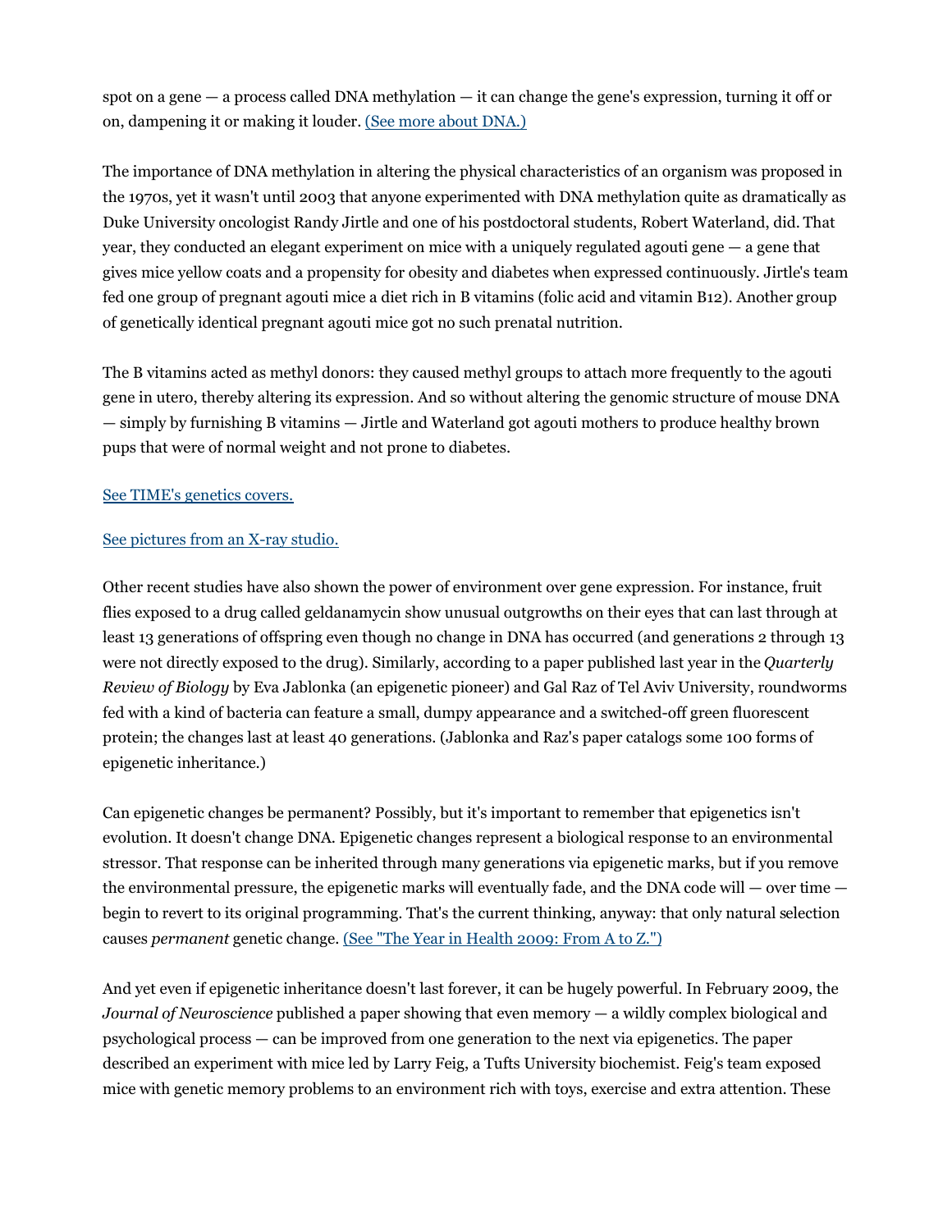spot on a gene — a process called DNA methylation — it can change the gene's expression, turning it off or on, dampening it or making it louder. [(See more about DNA.)]

The importance of DNA methylation in altering the physical characteristics of an organism was proposed in the 1970s, yet it wasn't until 2003 that anyone experimented with DNA methylation quite as dramatically as Duke University oncologist Randy Jirtle and one of his postdoctoral students, Robert Waterland, did. That year, they conducted an elegant experiment on mice with a uniquely regulated agouti gene — a gene that gives mice yellow coats and a propensity for obesity and diabetes when expressed continuously. Jirtle's team fed one group of pregnant agouti mice a diet rich in B vitamins (folic acid and vitamin B12). Another group of genetically identical pregnant agouti mice got no such prenatal nutrition.

The B vitamins acted as methyl donors: they caused methyl groups to attach more frequently to the agouti gene in utero, thereby altering its expression. And so without altering the genomic structure of mouse DNA — simply by furnishing B vitamins — Jirtle and Waterland got agouti mothers to produce healthy brown pups that were of normal weight and not prone to diabetes.

See TIME's genetics covers.

See pictures from an X-ray studio.

Other recent studies have also shown the power of environment over gene expression. For instance, fruit flies exposed to a drug called geldanamycin show unusual outgrowths on their eyes that can last through at least 13 generations of offspring even though no change in DNA has occurred (and generations 2 through 13 were not directly exposed to the drug). Similarly, according to a paper published last year in the *Quarterly Review of Biology* by Eva Jablonka (an epigenetic pioneer) and Gal Raz of Tel Aviv University, roundworms fed with a kind of bacteria can feature a small, dumpy appearance and a switched-off green fluorescent protein; the changes last at least 40 generations. (Jablonka and Raz's paper catalogs some 100 forms of epigenetic inheritance.)

Can epigenetic changes be permanent? Possibly, but it's important to remember that epigenetics isn't evolution. It doesn't change DNA. Epigenetic changes represent a biological response to an environmental stressor. That response can be inherited through many generations via epigenetic marks, but if you remove the environmental pressure, the epigenetic marks will eventually fade, and the DNA code will — over time — begin to revert to its original programming. That's the current thinking, anyway: that only natural selection causes *permanent* genetic change. [(See "The Year in Health 2009: From A to Z.")]

And yet even if epigenetic inheritance doesn't last forever, it can be hugely powerful. In February 2009, the *Journal of Neuroscience* published a paper showing that even memory — a wildly complex biological and psychological process — can be improved from one generation to the next via epigenetics. The paper described an experiment with mice led by Larry Feig, a Tufts University biochemist. Feig's team exposed mice with genetic memory problems to an environment rich with toys, exercise and extra attention. These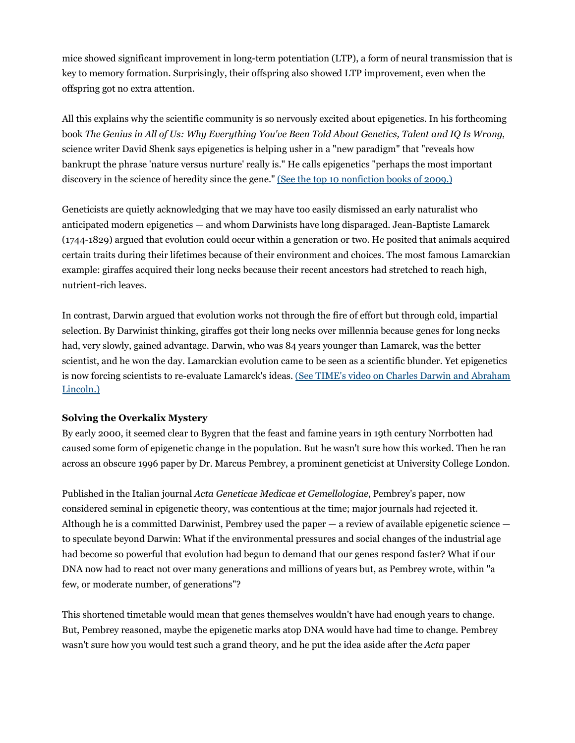mice showed significant improvement in long-term potentiation (LTP), a form of neural transmission that is key to memory formation. Surprisingly, their offspring also showed LTP improvement, even when the offspring got no extra attention.

All this explains why the scientific community is so nervously excited about epigenetics. In his forthcoming book *The Genius in All of Us: Why Everything You've Been Told About Genetics, Talent and IQ Is Wrong*, science writer David Shenk says epigenetics is helping usher in a "new paradigm" that "reveals how bankrupt the phrase 'nature versus nurture' really is." He calls epigenetics "perhaps the most important discovery in the science of heredity since the gene." [(See the top 10 nonfiction books of 2009.)]

Geneticists are quietly acknowledging that we may have too easily dismissed an early naturalist who anticipated modern epigenetics — and whom Darwinists have long disparaged. Jean-Baptiste Lamarck (1744-1829) argued that evolution could occur within a generation or two. He posited that animals acquired certain traits during their lifetimes because of their environment and choices. The most famous Lamarckian example: giraffes acquired their long necks because their recent ancestors had stretched to reach high, nutrient-rich leaves.

In contrast, Darwin argued that evolution works not through the fire of effort but through cold, impartial selection. By Darwinist thinking, giraffes got their long necks over millennia because genes for long necks had, very slowly, gained advantage. Darwin, who was 84 years younger than Lamarck, was the better scientist, and he won the day. Lamarckian evolution came to be seen as a scientific blunder. Yet epigenetics is now forcing scientists to re-evaluate Lamarck's ideas. [(See TIME's video on Charles Darwin and Abraham Lincoln.)]

**Solving the Overkalix Mystery**

By early 2000, it seemed clear to Bygren that the feast and famine years in 19th century Norrbotten had caused some form of epigenetic change in the population. But he wasn't sure how this worked. Then he ran across an obscure 1996 paper by Dr. Marcus Pembrey, a prominent geneticist at University College London.

Published in the Italian journal *Acta Geneticae Medicae et Gemellologiae*, Pembrey's paper, now considered seminal in epigenetic theory, was contentious at the time; major journals had rejected it. Although he is a committed Darwinist, Pembrey used the paper — a review of available epigenetic science — to speculate beyond Darwin: What if the environmental pressures and social changes of the industrial age had become so powerful that evolution had begun to demand that our genes respond faster? What if our DNA now had to react not over many generations and millions of years but, as Pembrey wrote, within "a few, or moderate number, of generations"?

This shortened timetable would mean that genes themselves wouldn't have had enough years to change. But, Pembrey reasoned, maybe the epigenetic marks atop DNA would have had time to change. Pembrey wasn't sure how you would test such a grand theory, and he put the idea aside after the *Acta* paper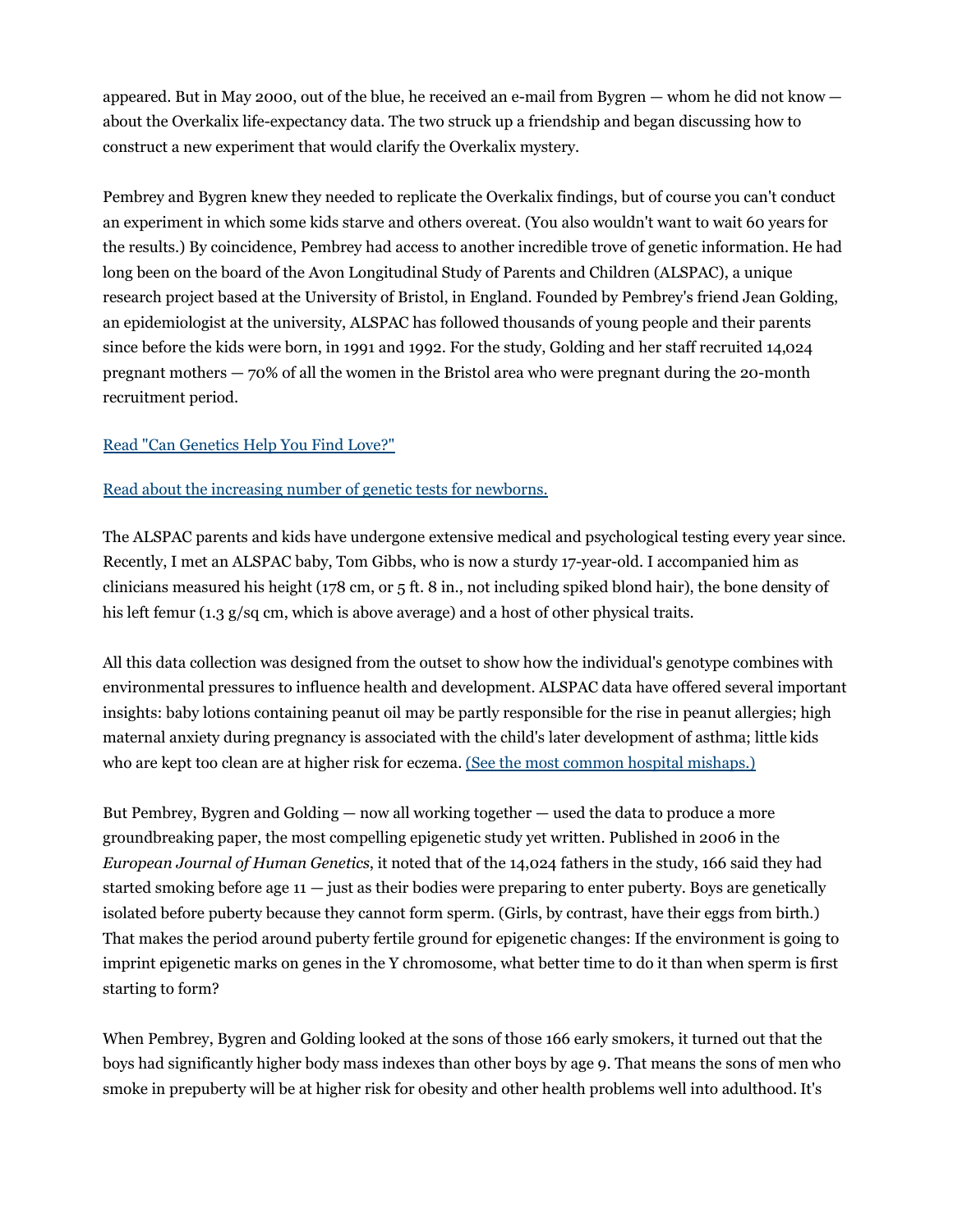appeared. But in May 2000, out of the blue, he received an e-mail from Bygren — whom he did not know — about the Overkalix life-expectancy data. The two struck up a friendship and began discussing how to construct a new experiment that would clarify the Overkalix mystery.

Pembrey and Bygren knew they needed to replicate the Overkalix findings, but of course you can't conduct an experiment in which some kids starve and others overeat. (You also wouldn't want to wait 60 years for the results.) By coincidence, Pembrey had access to another incredible trove of genetic information. He had long been on the board of the Avon Longitudinal Study of Parents and Children (ALSPAC), a unique research project based at the University of Bristol, in England. Founded by Pembrey's friend Jean Golding, an epidemiologist at the university, ALSPAC has followed thousands of young people and their parents since before the kids were born, in 1991 and 1992. For the study, Golding and her staff recruited 14,024 pregnant mothers — 70% of all the women in the Bristol area who were pregnant during the 20-month recruitment period.

Read "Can Genetics Help You Find Love?"

Read about the increasing number of genetic tests for newborns.

The ALSPAC parents and kids have undergone extensive medical and psychological testing every year since. Recently, I met an ALSPAC baby, Tom Gibbs, who is now a sturdy 17-year-old. I accompanied him as clinicians measured his height (178 cm, or 5 ft. 8 in., not including spiked blond hair), the bone density of his left femur (1.3 g/sq cm, which is above average) and a host of other physical traits.

All this data collection was designed from the outset to show how the individual's genotype combines with environmental pressures to influence health and development. ALSPAC data have offered several important insights: baby lotions containing peanut oil may be partly responsible for the rise in peanut allergies; high maternal anxiety during pregnancy is associated with the child's later development of asthma; little kids who are kept too clean are at higher risk for eczema. (See the most common hospital mishaps.)

But Pembrey, Bygren and Golding — now all working together — used the data to produce a more groundbreaking paper, the most compelling epigenetic study yet written. Published in 2006 in the *European Journal of Human Genetics*, it noted that of the 14,024 fathers in the study, 166 said they had started smoking before age 11 — just as their bodies were preparing to enter puberty. Boys are genetically isolated before puberty because they cannot form sperm. (Girls, by contrast, have their eggs from birth.) That makes the period around puberty fertile ground for epigenetic changes: If the environment is going to imprint epigenetic marks on genes in the Y chromosome, what better time to do it than when sperm is first starting to form?

When Pembrey, Bygren and Golding looked at the sons of those 166 early smokers, it turned out that the boys had significantly higher body mass indexes than other boys by age 9. That means the sons of men who smoke in prepuberty will be at higher risk for obesity and other health problems well into adulthood. It's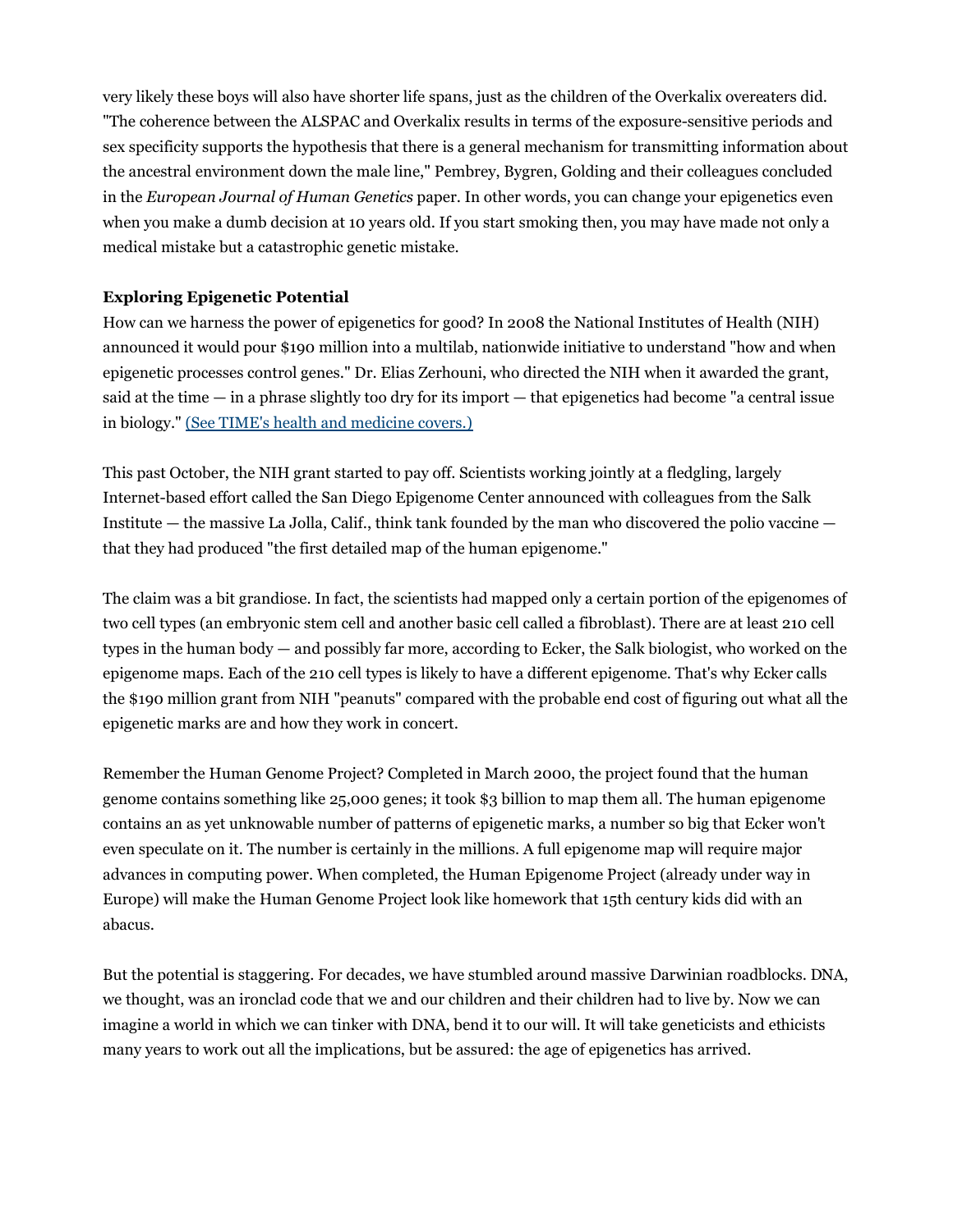very likely these boys will also have shorter life spans, just as the children of the Overkalix overeaters did. "The coherence between the ALSPAC and Overkalix results in terms of the exposure-sensitive periods and sex specificity supports the hypothesis that there is a general mechanism for transmitting information about the ancestral environment down the male line," Pembrey, Bygren, Golding and their colleagues concluded in the *European Journal of Human Genetics* paper. In other words, you can change your epigenetics even when you make a dumb decision at 10 years old. If you start smoking then, you may have made not only a medical mistake but a catastrophic genetic mistake.

**Exploring Epigenetic Potential**

How can we harness the power of epigenetics for good? In 2008 the National Institutes of Health (NIH) announced it would pour $190 million into a multilab, nationwide initiative to understand "how and when epigenetic processes control genes." Dr. Elias Zerhouni, who directed the NIH when it awarded the grant, said at the time — in a phrase slightly too dry for its import — that epigenetics had become "a central issue in biology." [(See TIME's health and medicine covers.)]()

This past October, the NIH grant started to pay off. Scientists working jointly at a fledgling, largely Internet-based effort called the San Diego Epigenome Center announced with colleagues from the Salk Institute — the massive La Jolla, Calif., think tank founded by the man who discovered the polio vaccine — that they had produced "the first detailed map of the human epigenome."

The claim was a bit grandiose. In fact, the scientists had mapped only a certain portion of the epigenomes of two cell types (an embryonic stem cell and another basic cell called a fibroblast). There are at least 210 cell types in the human body — and possibly far more, according to Ecker, the Salk biologist, who worked on the epigenome maps. Each of the 210 cell types is likely to have a different epigenome. That's why Ecker calls the $190 million grant from NIH "peanuts" compared with the probable end cost of figuring out what all the epigenetic marks are and how they work in concert.

Remember the Human Genome Project? Completed in March 2000, the project found that the human genome contains something like 25,000 genes; it took $3 billion to map them all. The human epigenome contains an as yet unknowable number of patterns of epigenetic marks, a number so big that Ecker won't even speculate on it. The number is certainly in the millions. A full epigenome map will require major advances in computing power. When completed, the Human Epigenome Project (already under way in Europe) will make the Human Genome Project look like homework that 15th century kids did with an abacus.

But the potential is staggering. For decades, we have stumbled around massive Darwinian roadblocks. DNA, we thought, was an ironclad code that we and our children and their children had to live by. Now we can imagine a world in which we can tinker with DNA, bend it to our will. It will take geneticists and ethicists many years to work out all the implications, but be assured: the age of epigenetics has arrived.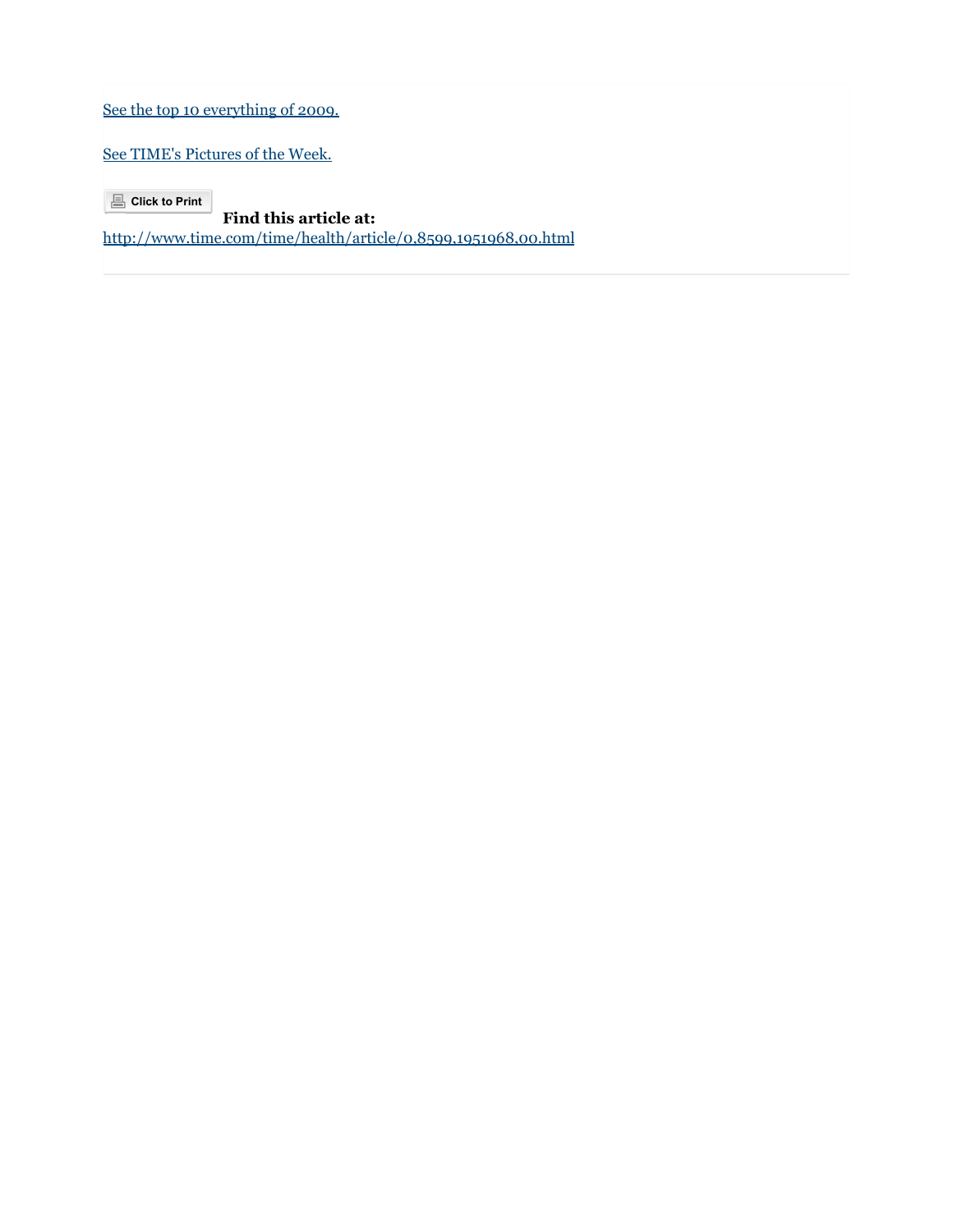[See the top 10 everything of 2009.]

[See TIME's Pictures of the Week.]

Click to Print

**Find this article at:**
http://www.time.com/time/health/article/0,8599,1951968,00.html